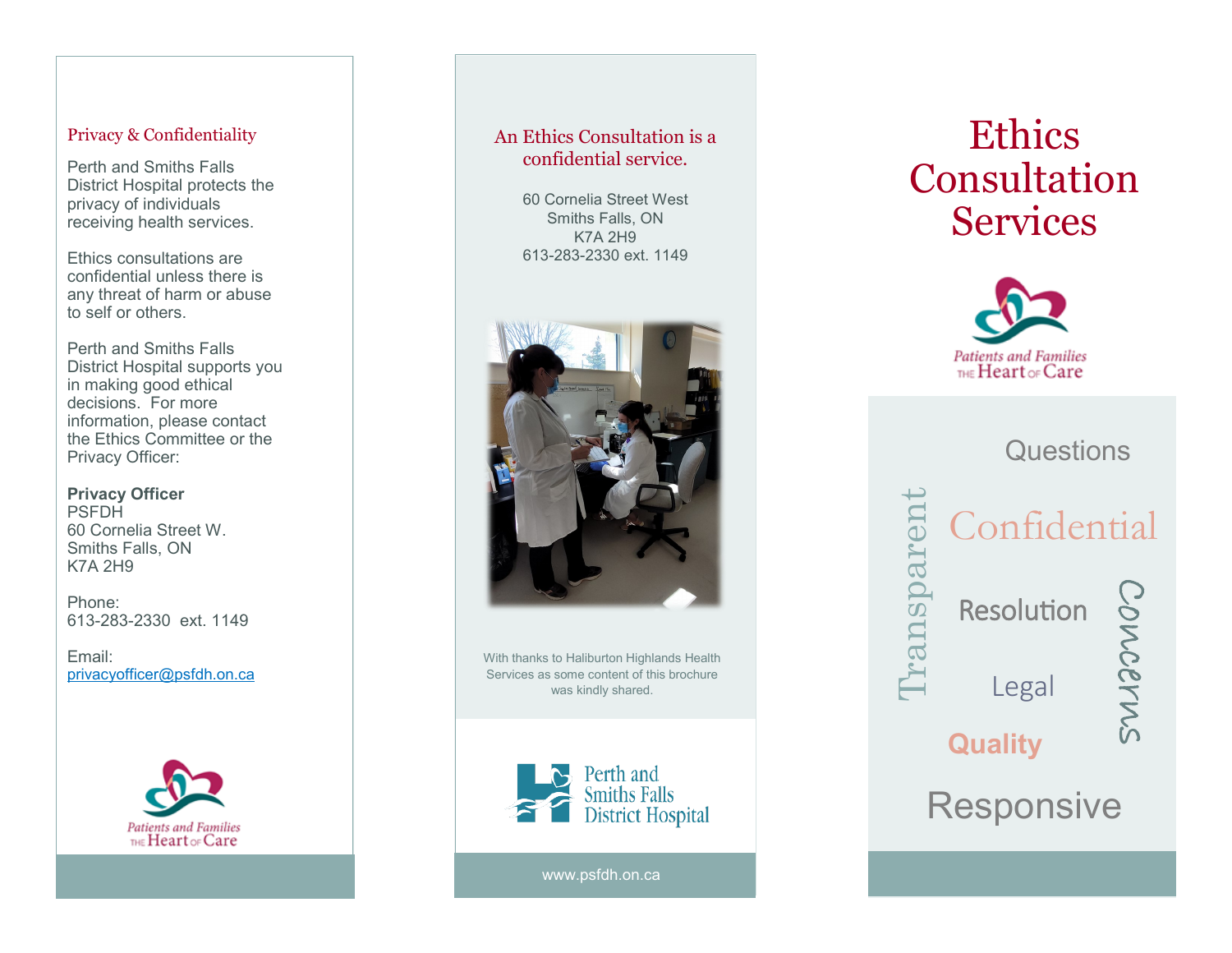## Privacy & Confidentiality

Perth and Smiths Falls District Hospital protects the privacy of individuals receiving health services.

Ethics consultations are confidential unless there is any threat of harm or abuse to self or others.

Perth and Smiths Falls District Hospital supports you in making good ethical decisions. For more information, please contact the Ethics Committee or the Privacy Officer:

**Privacy Officer**
PSFDH
60 Cornelia Street W.
Smiths Falls, ON
K7A 2H9

Phone:
613-283-2330 ext. 1149

Email:
privacyofficer@psfdh.on.ca

Patients and Families THE Heart OF Care

## An Ethics Consultation is a confidential service.

60 Cornelia Street West
Smiths Falls, ON
K7A 2H9
613-283-2330 ext. 1149

With thanks to Haliburton Highlands Health Services as some content of this brochure was kindly shared.

Perth and Smiths Falls District Hospital

www.psfdh.on.ca

# Ethics Consultation Services

Patients and Families THE Heart OF Care

Questions
Transparent
Confidential
Resolution
Concerns
Legal
Quality
Responsive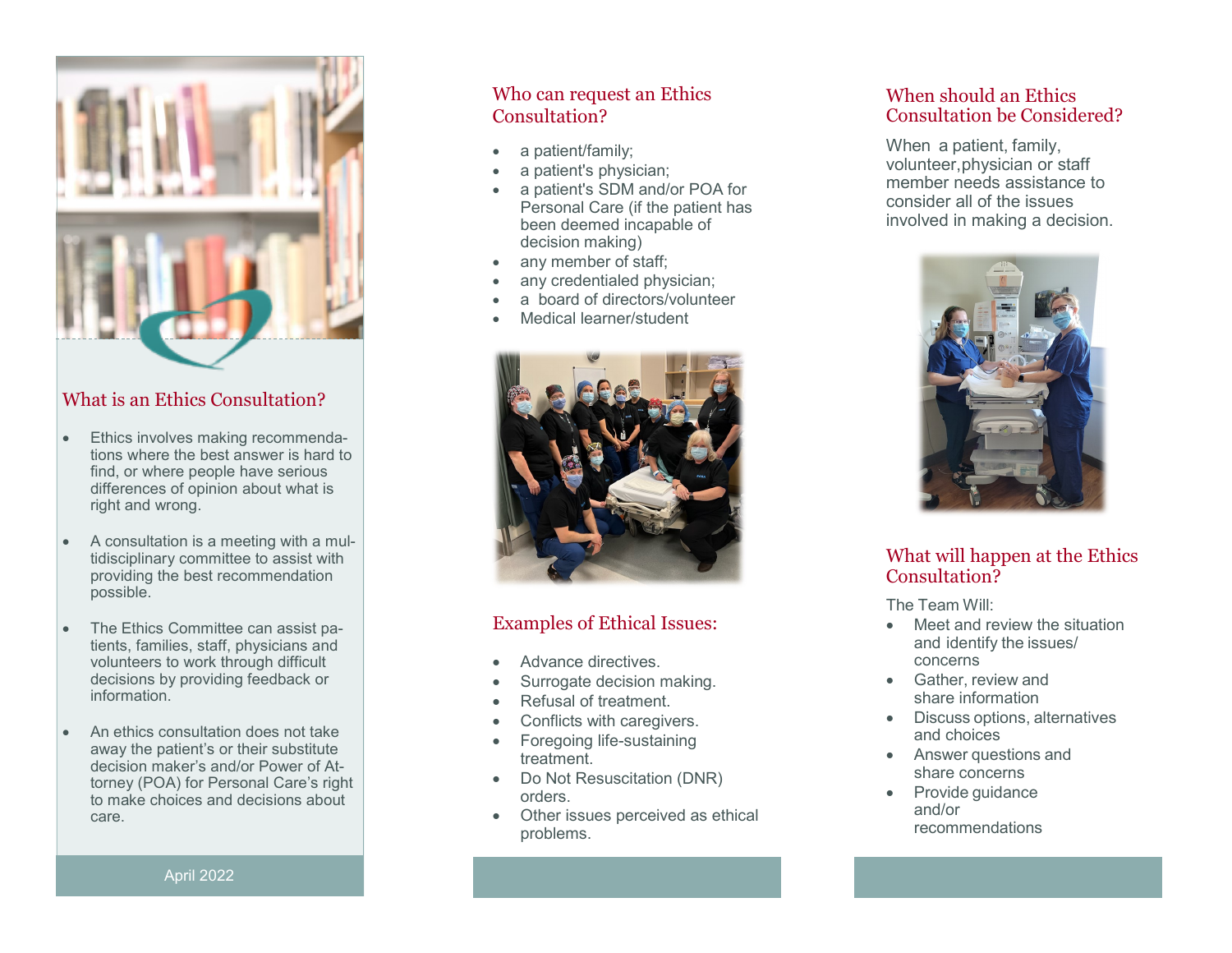## What is an Ethics Consultation?

- Ethics involves making recommendations where the best answer is hard to find, or where people have serious differences of opinion about what is right and wrong.
- A consultation is a meeting with a multidisciplinary committee to assist with providing the best recommendation possible.
- The Ethics Committee can assist patients, families, staff, physicians and volunteers to work through difficult decisions by providing feedback or information.
- An ethics consultation does not take away the patient's or their substitute decision maker's and/or Power of Attorney (POA) for Personal Care's right to make choices and decisions about care.

April 2022

## Who can request an Ethics Consultation?

- a patient/family;
- a patient's physician;
- a patient's SDM and/or POA for Personal Care (if the patient has been deemed incapable of decision making)
- any member of staff;
- any credentialed physician;
- a board of directors/volunteer
- Medical learner/student

## Examples of Ethical Issues:

- Advance directives.
- Surrogate decision making.
- Refusal of treatment.
- Conflicts with caregivers.
- Foregoing life-sustaining treatment.
- Do Not Resuscitation (DNR) orders.
- Other issues perceived as ethical problems.

## When should an Ethics Consultation be Considered?

When a patient, family, volunteer, physician or staff member needs assistance to consider all of the issues involved in making a decision.

## What will happen at the Ethics Consultation?

The Team Will:

- Meet and review the situation and identify the issues/ concerns
- Gather, review and share information
- Discuss options, alternatives and choices
- Answer questions and share concerns
- Provide guidance and/or recommendations